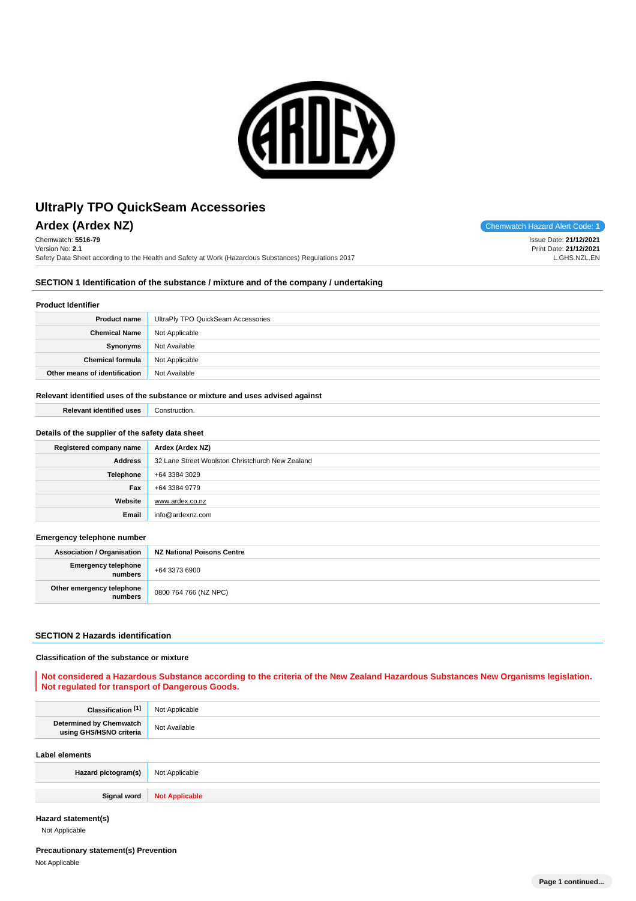# UltraPly TPO QuickSeam Accessories

## Ardex (Ardex NZ)

Chemwatch Hazard Alert Code: **1**

Chemwatch: **5516-79**
Version No: **2.1**
Safety Data Sheet according to the Health and Safety at Work (Hazardous Substances) Regulations 2017

Issue Date: **21/12/2021**
Print Date: **21/12/2021**
L.GHS.NZL.EN

## SECTION 1 Identification of the substance / mixture and of the company / undertaking

### Product Identifier

| | |
|---|---|
| **Product name** | UltraPly TPO QuickSeam Accessories |
| **Chemical Name** | Not Applicable |
| **Synonyms** | Not Available |
| **Chemical formula** | Not Applicable |
| **Other means of identification** | Not Available |

### Relevant identified uses of the substance or mixture and uses advised against

| | |
|---|---|
| **Relevant identified uses** | Construction. |

### Details of the supplier of the safety data sheet

| | |
|---|---|
| **Registered company name** | **Ardex (Ardex NZ)** |
| **Address** | 32 Lane Street Woolston Christchurch New Zealand |
| **Telephone** | +64 3384 3029 |
| **Fax** | +64 3384 9779 |
| **Website** | www.ardex.co.nz |
| **Email** | info@ardexnz.com |

### Emergency telephone number

| | |
|---|---|
| **Association / Organisation** | **NZ National Poisons Centre** |
| **Emergency telephone numbers** | +64 3373 6900 |
| **Other emergency telephone numbers** | 0800 764 766 (NZ NPC) |

## SECTION 2 Hazards identification

### Classification of the substance or mixture

**Not considered a Hazardous Substance according to the criteria of the New Zealand Hazardous Substances New Organisms legislation. Not regulated for transport of Dangerous Goods.**

| | |
|---|---|
| **Classification [1]** | Not Applicable |
| **Determined by Chemwatch using GHS/HSNO criteria** | Not Available |

### Label elements

| | |
|---|---|
| **Hazard pictogram(s)** | Not Applicable |
| **Signal word** | **Not Applicable** |

### Hazard statement(s)

Not Applicable

### Precautionary statement(s) Prevention

Not Applicable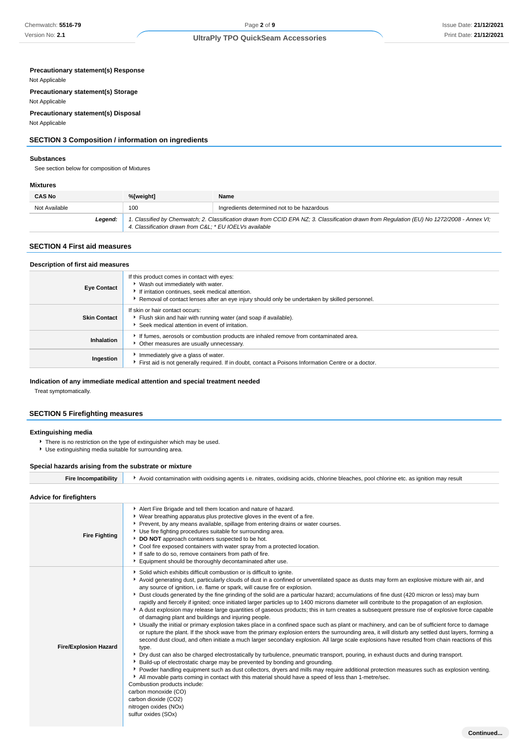### Precautionary statement(s) Response

Not Applicable

### Precautionary statement(s) Storage

Not Applicable

### Precautionary statement(s) Disposal

Not Applicable

## SECTION 3 Composition / information on ingredients

### Substances

See section below for composition of Mixtures

### Mixtures

| CAS No | %[weight] | Name |
|---|---|---|
| Not Available | 100 | Ingredients determined not to be hazardous |
| ***Legend:*** | *1. Classified by Chemwatch; 2. Classification drawn from CCID EPA NZ; 3. Classification drawn from Regulation (EU) No 1272/2008 - Annex VI; 4. Classification drawn from C&L; \* EU IOELVs available* | |

## SECTION 4 First aid measures

### Description of first aid measures

| | |
|---|---|
| **Eye Contact** | If this product comes in contact with eyes:<br>▸ Wash out immediately with water.<br>▸ If irritation continues, seek medical attention.<br>▸ Removal of contact lenses after an eye injury should only be undertaken by skilled personnel. |
| **Skin Contact** | If skin or hair contact occurs:<br>▸ Flush skin and hair with running water (and soap if available).<br>▸ Seek medical attention in event of irritation. |
| **Inhalation** | ▸ If fumes, aerosols or combustion products are inhaled remove from contaminated area.<br>▸ Other measures are usually unnecessary. |
| **Ingestion** | ▸ Immediately give a glass of water.<br>▸ First aid is not generally required. If in doubt, contact a Poisons Information Centre or a doctor. |

### Indication of any immediate medical attention and special treatment needed

Treat symptomatically.

## SECTION 5 Firefighting measures

### Extinguishing media

- There is no restriction on the type of extinguisher which may be used.
- Use extinguishing media suitable for surrounding area.

### Special hazards arising from the substrate or mixture

| | |
|---|---|
| **Fire Incompatibility** | ▸ Avoid contamination with oxidising agents i.e. nitrates, oxidising acids, chlorine bleaches, pool chlorine etc. as ignition may result |

### Advice for firefighters

| | |
|---|---|
| **Fire Fighting** | ▸ Alert Fire Brigade and tell them location and nature of hazard.<br>▸ Wear breathing apparatus plus protective gloves in the event of a fire.<br>▸ Prevent, by any means available, spillage from entering drains or water courses.<br>▸ Use fire fighting procedures suitable for surrounding area.<br>▸ **DO NOT** approach containers suspected to be hot.<br>▸ Cool fire exposed containers with water spray from a protected location.<br>▸ If safe to do so, remove containers from path of fire.<br>▸ Equipment should be thoroughly decontaminated after use. |
| **Fire/Explosion Hazard** | ▸ Solid which exhibits difficult combustion or is difficult to ignite.<br>▸ Avoid generating dust, particularly clouds of dust in a confined or unventilated space as dusts may form an explosive mixture with air, and any source of ignition, i.e. flame or spark, will cause fire or explosion.<br>▸ Dust clouds generated by the fine grinding of the solid are a particular hazard; accumulations of fine dust (420 micron or less) may burn rapidly and fiercely if ignited; once initiated larger particles up to 1400 microns diameter will contribute to the propagation of an explosion.<br>▸ A dust explosion may release large quantities of gaseous products; this in turn creates a subsequent pressure rise of explosive force capable of damaging plant and buildings and injuring people.<br>▸ Usually the initial or primary explosion takes place in a confined space such as plant or machinery, and can be of sufficient force to damage or rupture the plant. If the shock wave from the primary explosion enters the surrounding area, it will disturb any settled dust layers, forming a second dust cloud, and often initiate a much larger secondary explosion. All large scale explosions have resulted from chain reactions of this type.<br>▸ Dry dust can also be charged electrostatically by turbulence, pneumatic transport, pouring, in exhaust ducts and during transport.<br>▸ Build-up of electrostatic charge may be prevented by bonding and grounding.<br>▸ Powder handling equipment such as dust collectors, dryers and mills may require additional protection measures such as explosion venting.<br>▸ All movable parts coming in contact with this material should have a speed of less than 1-metre/sec.<br>Combustion products include:<br>carbon monoxide (CO)<br>carbon dioxide ($CO_2$)<br>nitrogen oxides ($NO_x$)<br>sulfur oxides ($SO_x$) |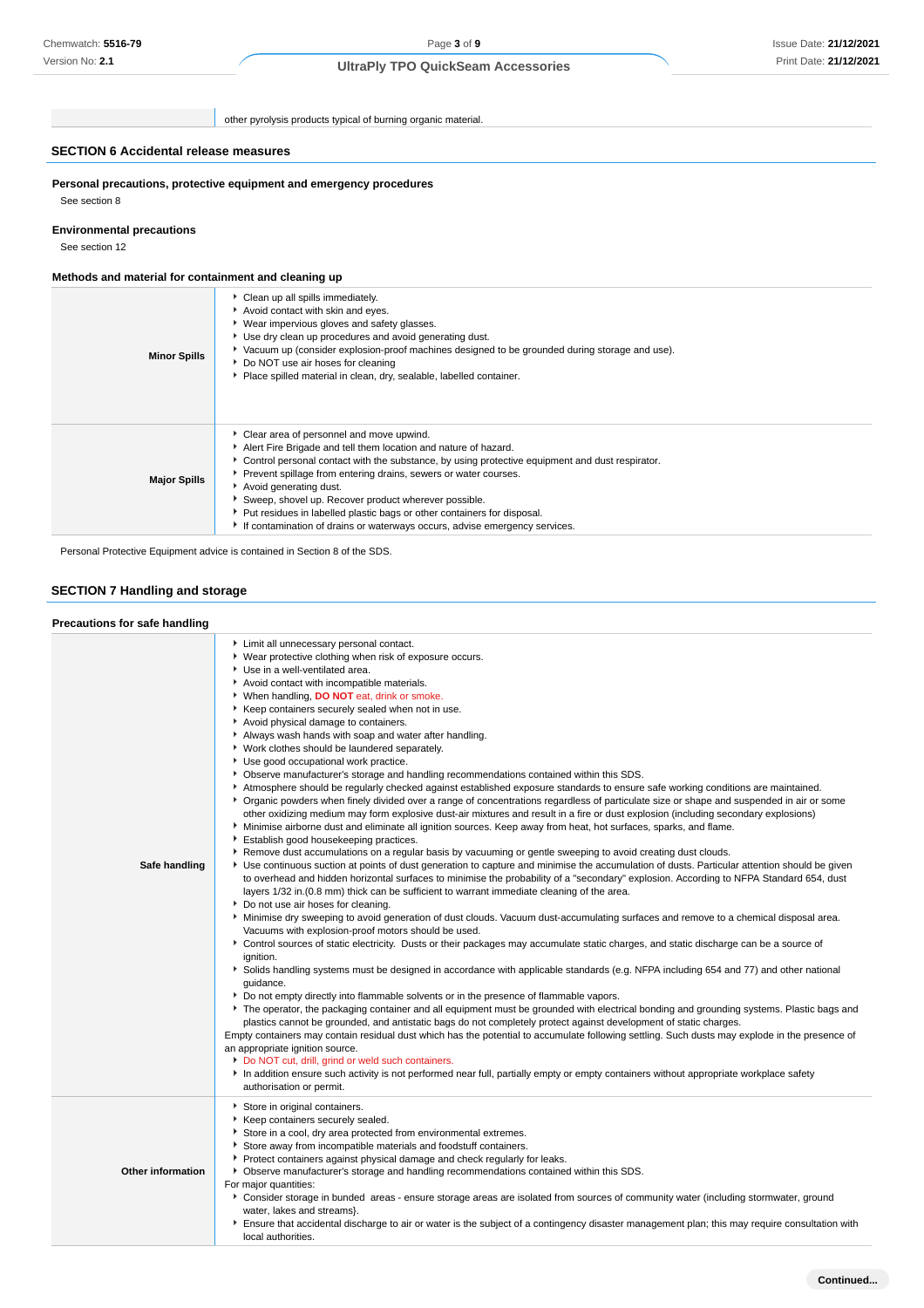| | other pyrolysis products typical of burning organic material. |
|---|---|

## SECTION 6 Accidental release measures

### Personal precautions, protective equipment and emergency procedures

See section 8

### Environmental precautions

See section 12

### Methods and material for containment and cleaning up

| | |
|---|---|
| **Minor Spills** | - Clean up all spills immediately.<br>- Avoid contact with skin and eyes.<br>- Wear impervious gloves and safety glasses.<br>- Use dry clean up procedures and avoid generating dust.<br>- Vacuum up (consider explosion-proof machines designed to be grounded during storage and use).<br>- Do NOT use air hoses for cleaning<br>- Place spilled material in clean, dry, sealable, labelled container. |
| **Major Spills** | - Clear area of personnel and move upwind.<br>- Alert Fire Brigade and tell them location and nature of hazard.<br>- Control personal contact with the substance, by using protective equipment and dust respirator.<br>- Prevent spillage from entering drains, sewers or water courses.<br>- Avoid generating dust.<br>- Sweep, shovel up. Recover product wherever possible.<br>- Put residues in labelled plastic bags or other containers for disposal.<br>- If contamination of drains or waterways occurs, advise emergency services. |

Personal Protective Equipment advice is contained in Section 8 of the SDS.

## SECTION 7 Handling and storage

### Precautions for safe handling

| | |
|---|---|
| **Safe handling** | - Limit all unnecessary personal contact.<br>- Wear protective clothing when risk of exposure occurs.<br>- Use in a well-ventilated area.<br>- Avoid contact with incompatible materials.<br>- When handling, **DO NOT** eat, drink or smoke.<br>- Keep containers securely sealed when not in use.<br>- Avoid physical damage to containers.<br>- Always wash hands with soap and water after handling.<br>- Work clothes should be laundered separately.<br>- Use good occupational work practice.<br>- Observe manufacturer's storage and handling recommendations contained within this SDS.<br>- Atmosphere should be regularly checked against established exposure standards to ensure safe working conditions are maintained.<br>- Organic powders when finely divided over a range of concentrations regardless of particulate size or shape and suspended in air or some other oxidizing medium may form explosive dust-air mixtures and result in a fire or dust explosion (including secondary explosions)<br>- Minimise airborne dust and eliminate all ignition sources. Keep away from heat, hot surfaces, sparks, and flame.<br>- Establish good housekeeping practices.<br>- Remove dust accumulations on a regular basis by vacuuming or gentle sweeping to avoid creating dust clouds.<br>- Use continuous suction at points of dust generation to capture and minimise the accumulation of dusts. Particular attention should be given to overhead and hidden horizontal surfaces to minimise the probability of a "secondary" explosion. According to NFPA Standard 654, dust layers 1/32 in.(0.8 mm) thick can be sufficient to warrant immediate cleaning of the area.<br>- Do not use air hoses for cleaning.<br>- Minimise dry sweeping to avoid generation of dust clouds. Vacuum dust-accumulating surfaces and remove to a chemical disposal area. Vacuums with explosion-proof motors should be used.<br>- Control sources of static electricity. Dusts or their packages may accumulate static charges, and static discharge can be a source of ignition.<br>- Solids handling systems must be designed in accordance with applicable standards (e.g. NFPA including 654 and 77) and other national guidance.<br>- Do not empty directly into flammable solvents or in the presence of flammable vapors.<br>- The operator, the packaging container and all equipment must be grounded with electrical bonding and grounding systems. Plastic bags and plastics cannot be grounded, and antistatic bags do not completely protect against development of static charges.<br>Empty containers may contain residual dust which has the potential to accumulate following settling. Such dusts may explode in the presence of an appropriate ignition source.<br>- Do NOT cut, drill, grind or weld such containers.<br>- In addition ensure such activity is not performed near full, partially empty or empty containers without appropriate workplace safety authorisation or permit. |
| **Other information** | - Store in original containers.<br>- Keep containers securely sealed.<br>- Store in a cool, dry area protected from environmental extremes.<br>- Store away from incompatible materials and foodstuff containers.<br>- Protect containers against physical damage and check regularly for leaks.<br>- Observe manufacturer's storage and handling recommendations contained within this SDS.<br>For major quantities:<br>- Consider storage in bunded areas - ensure storage areas are isolated from sources of community water (including stormwater, ground water, lakes and streams}.<br>- Ensure that accidental discharge to air or water is the subject of a contingency disaster management plan; this may require consultation with local authorities. |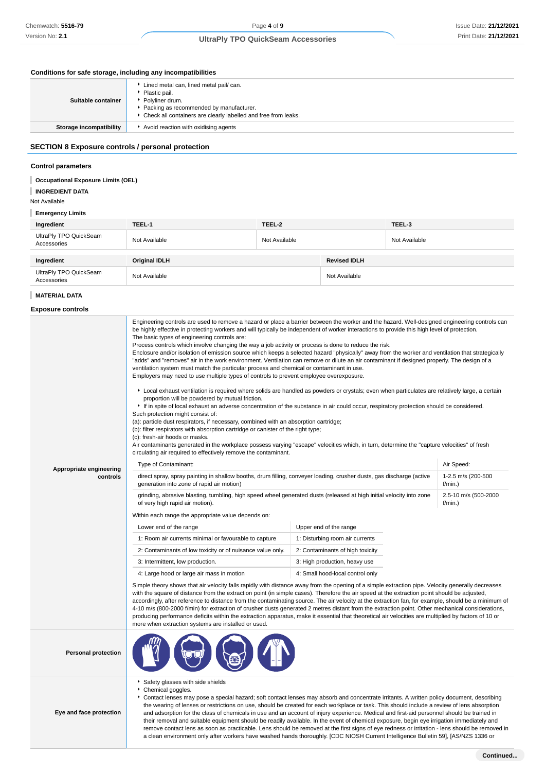### Conditions for safe storage, including any incompatibilities

| | |
|---|---|
| **Suitable container** | - Lined metal can, lined metal pail/ can.<br>- Plastic pail.<br>- Polyliner drum.<br>- Packing as recommended by manufacturer.<br>- Check all containers are clearly labelled and free from leaks. |
| **Storage incompatibility** | - Avoid reaction with oxidising agents |

## SECTION 8 Exposure controls / personal protection

### Control parameters

**Occupational Exposure Limits (OEL)**

**INGREDIENT DATA**

Not Available

**Emergency Limits**

| Ingredient | TEEL-1 | TEEL-2 | TEEL-3 |
|---|---|---|---|
| UltraPly TPO QuickSeam Accessories | Not Available | Not Available | Not Available |

| Ingredient | Original IDLH | Revised IDLH |
|---|---|---|
| UltraPly TPO QuickSeam Accessories | Not Available | Not Available |

**MATERIAL DATA**

### Exposure controls

**Appropriate engineering controls**

Engineering controls are used to remove a hazard or place a barrier between the worker and the hazard. Well-designed engineering controls can be highly effective in protecting workers and will typically be independent of worker interactions to provide this high level of protection.
The basic types of engineering controls are:
Process controls which involve changing the way a job activity or process is done to reduce the risk.
Enclosure and/or isolation of emission source which keeps a selected hazard "physically" away from the worker and ventilation that strategically "adds" and "removes" air in the work environment. Ventilation can remove or dilute an air contaminant if designed properly. The design of a ventilation system must match the particular process and chemical or contaminant in use.
Employers may need to use multiple types of controls to prevent employee overexposure.

- Local exhaust ventilation is required where solids are handled as powders or crystals; even when particulates are relatively large, a certain proportion will be powdered by mutual friction.
- If in spite of local exhaust an adverse concentration of the substance in air could occur, respiratory protection should be considered.

Such protection might consist of:
(a): particle dust respirators, if necessary, combined with an absorption cartridge;
(b): filter respirators with absorption cartridge or canister of the right type;
(c): fresh-air hoods or masks.
Air contaminants generated in the workplace possess varying "escape" velocities which, in turn, determine the "capture velocities" of fresh circulating air required to effectively remove the contaminant.

| Type of Contaminant: | Air Speed: |
|---|---|
| direct spray, spray painting in shallow booths, drum filling, conveyer loading, crusher dusts, gas discharge (active generation into zone of rapid air motion) | 1-2.5 m/s (200-500 f/min.) |
| grinding, abrasive blasting, tumbling, high speed wheel generated dusts (released at high initial velocity into zone of very high rapid air motion). | 2.5-10 m/s (500-2000 f/min.) |

Within each range the appropriate value depends on:

| Lower end of the range | Upper end of the range |
|---|---|
| 1: Room air currents minimal or favourable to capture | 1: Disturbing room air currents |
| 2: Contaminants of low toxicity or of nuisance value only. | 2: Contaminants of high toxicity |
| 3: Intermittent, low production. | 3: High production, heavy use |
| 4: Large hood or large air mass in motion | 4: Small hood-local control only |

Simple theory shows that air velocity falls rapidly with distance away from the opening of a simple extraction pipe. Velocity generally decreases with the square of distance from the extraction point (in simple cases). Therefore the air speed at the extraction point should be adjusted, accordingly, after reference to distance from the contaminating source. The air velocity at the extraction fan, for example, should be a minimum of 4-10 m/s (800-2000 f/min) for extraction of crusher dusts generated 2 metres distant from the extraction point. Other mechanical considerations, producing performance deficits within the extraction apparatus, make it essential that theoretical air velocities are multiplied by factors of 10 or more when extraction systems are installed or used.

**Personal protection**

**Eye and face protection**

- Safety glasses with side shields
- Chemical goggles.
- Contact lenses may pose a special hazard; soft contact lenses may absorb and concentrate irritants. A written policy document, describing the wearing of lenses or restrictions on use, should be created for each workplace or task. This should include a review of lens absorption and adsorption for the class of chemicals in use and an account of injury experience. Medical and first-aid personnel should be trained in their removal and suitable equipment should be readily available. In the event of chemical exposure, begin eye irrigation immediately and remove contact lens as soon as practicable. Lens should be removed at the first signs of eye redness or irritation - lens should be removed in a clean environment only after workers have washed hands thoroughly. [CDC NIOSH Current Intelligence Bulletin 59], [AS/NZS 1336 or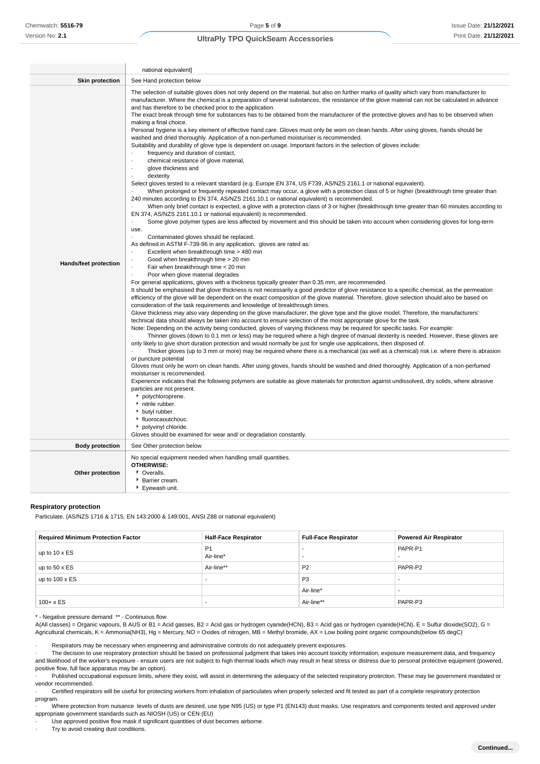| | |
|---|---|
| | national equivalent] |
| **Skin protection** | See Hand protection below |
| **Hands/feet protection** | The selection of suitable gloves does not only depend on the material, but also on further marks of quality which vary from manufacturer to manufacturer. Where the chemical is a preparation of several substances, the resistance of the glove material can not be calculated in advance and has therefore to be checked prior to the application.<br>The exact break through time for substances has to be obtained from the manufacturer of the protective gloves and has to be observed when making a final choice.<br>Personal hygiene is a key element of effective hand care. Gloves must only be worn on clean hands. After using gloves, hands should be washed and dried thoroughly. Application of a non-perfumed moisturiser is recommended.<br>Suitability and durability of glove type is dependent on usage. Important factors in the selection of gloves include:<br>· frequency and duration of contact,<br>· chemical resistance of glove material,<br>· glove thickness and<br>· dexterity<br>Select gloves tested to a relevant standard (e.g. Europe EN 374, US F739, AS/NZS 2161.1 or national equivalent).<br>· When prolonged or frequently repeated contact may occur, a glove with a protection class of 5 or higher (breakthrough time greater than 240 minutes according to EN 374, AS/NZS 2161.10.1 or national equivalent) is recommended.<br>· When only brief contact is expected, a glove with a protection class of 3 or higher (breakthrough time greater than 60 minutes according to EN 374, AS/NZS 2161.10.1 or national equivalent) is recommended.<br>· Some glove polymer types are less affected by movement and this should be taken into account when considering gloves for long-term use.<br>· Contaminated gloves should be replaced.<br>As defined in ASTM F-739-96 in any application, gloves are rated as:<br>· Excellent when breakthrough time > 480 min<br>· Good when breakthrough time > 20 min<br>· Fair when breakthrough time < 20 min<br>· Poor when glove material degrades<br>For general applications, gloves with a thickness typically greater than 0.35 mm, are recommended.<br>It should be emphasised that glove thickness is not necessarily a good predictor of glove resistance to a specific chemical, as the permeation efficiency of the glove will be dependent on the exact composition of the glove material. Therefore, glove selection should also be based on consideration of the task requirements and knowledge of breakthrough times.<br>Glove thickness may also vary depending on the glove manufacturer, the glove type and the glove model. Therefore, the manufacturers' technical data should always be taken into account to ensure selection of the most appropriate glove for the task.<br>Note: Depending on the activity being conducted, gloves of varying thickness may be required for specific tasks. For example:<br>· Thinner gloves (down to 0.1 mm or less) may be required where a high degree of manual dexterity is needed. However, these gloves are only likely to give short duration protection and would normally be just for single use applications, then disposed of.<br>· Thicker gloves (up to 3 mm or more) may be required where there is a mechanical (as well as a chemical) risk i.e. where there is abrasion or puncture potential<br>Gloves must only be worn on clean hands. After using gloves, hands should be washed and dried thoroughly. Application of a non-perfumed moisturiser is recommended.<br>Experience indicates that the following polymers are suitable as glove materials for protection against undissolved, dry solids, where abrasive particles are not present.<br>▸ polychloroprene.<br>▸ nitrile rubber.<br>▸ butyl rubber.<br>▸ fluorocaoutchouc.<br>▸ polyvinyl chloride.<br>Gloves should be examined for wear and/ or degradation constantly. |
| **Body protection** | See Other protection below |
| **Other protection** | No special equipment needed when handling small quantities.<br>**OTHERWISE:**<br>▸ Overalls.<br>▸ Barrier cream.<br>▸ Eyewash unit. |

### Respiratory protection

Particulate. (AS/NZS 1716 & 1715, EN 143:2000 & 149:001, ANSI Z88 or national equivalent)

| Required Minimum Protection Factor | Half-Face Respirator | Full-Face Respirator | Powered Air Respirator |
|---|---|---|---|
| up to 10 x ES | P1<br>Air-line* | -<br>- | PAPR-P1<br>- |
| up to 50 x ES | Air-line** | P2 | PAPR-P2 |
| up to 100 x ES | - | P3 | - |
| | | Air-line* | - |
| 100+ x ES | - | Air-line** | PAPR-P3 |

* - Negative pressure demand ** - Continuous flow

A(All classes) = Organic vapours, B AUS or B1 = Acid gasses, B2 = Acid gas or hydrogen cyanide(HCN), B3 = Acid gas or hydrogen cyanide(HCN), E = Sulfur dioxide(SO2), G = Agricultural chemicals, K = Ammonia(NH3), Hg = Mercury, NO = Oxides of nitrogen, MB = Methyl bromide, AX = Low boiling point organic compounds(below 65 degC)

· Respirators may be necessary when engineering and administrative controls do not adequately prevent exposures.
· The decision to use respiratory protection should be based on professional judgment that takes into account toxicity information, exposure measurement data, and frequency and likelihood of the worker's exposure - ensure users are not subject to high thermal loads which may result in heat stress or distress due to personal protective equipment (powered, positive flow, full face apparatus may be an option).
· Published occupational exposure limits, where they exist, will assist in determining the adequacy of the selected respiratory protection. These may be government mandated or vendor recommended.
· Certified respirators will be useful for protecting workers from inhalation of particulates when properly selected and fit tested as part of a complete respiratory protection program.
· Where protection from nuisance levels of dusts are desired, use type N95 (US) or type P1 (EN143) dust masks. Use respirators and components tested and approved under appropriate government standards such as NIOSH (US) or CEN (EU)
· Use approved positive flow mask if significant quantities of dust becomes airborne.
· Try to avoid creating dust conditions.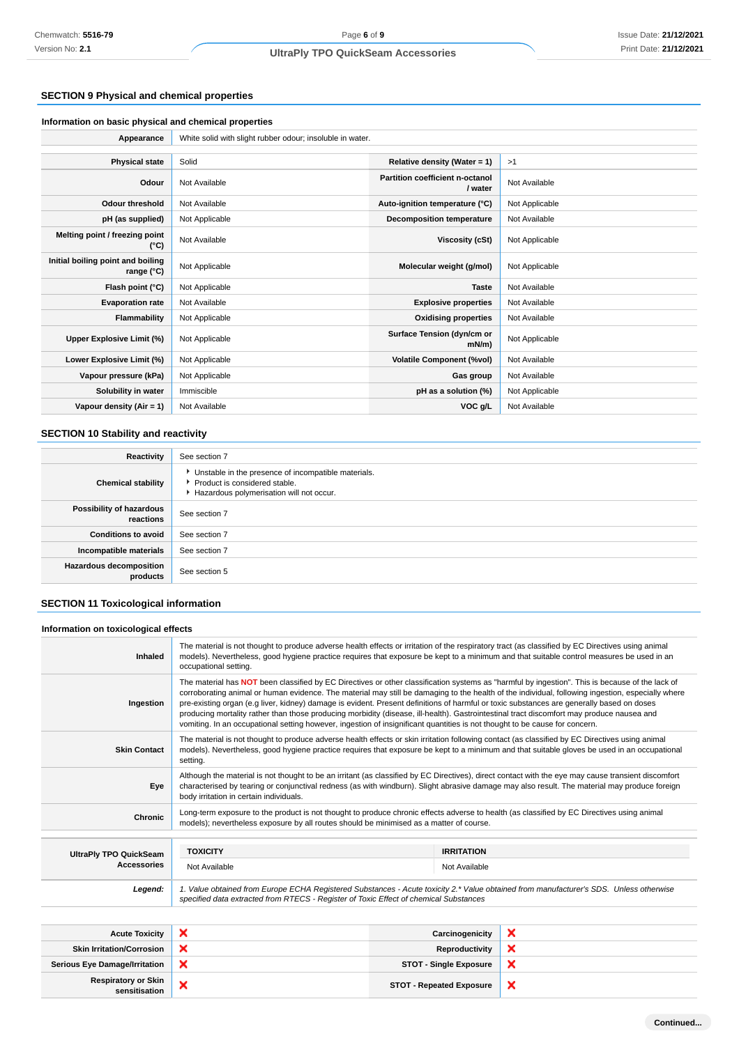## SECTION 9 Physical and chemical properties

### Information on basic physical and chemical properties

| Appearance | White solid with slight rubber odour; insoluble in water. | | |
|---|---|---|---|
| **Physical state** | Solid | **Relative density (Water = 1)** | >1 |
| **Odour** | Not Available | **Partition coefficient n-octanol / water** | Not Available |
| **Odour threshold** | Not Available | **Auto-ignition temperature (°C)** | Not Applicable |
| **pH (as supplied)** | Not Applicable | **Decomposition temperature** | Not Available |
| **Melting point / freezing point (°C)** | Not Available | **Viscosity (cSt)** | Not Applicable |
| **Initial boiling point and boiling range (°C)** | Not Applicable | **Molecular weight (g/mol)** | Not Applicable |
| **Flash point (°C)** | Not Applicable | **Taste** | Not Available |
| **Evaporation rate** | Not Available | **Explosive properties** | Not Available |
| **Flammability** | Not Applicable | **Oxidising properties** | Not Available |
| **Upper Explosive Limit (%)** | Not Applicable | **Surface Tension (dyn/cm or mN/m)** | Not Applicable |
| **Lower Explosive Limit (%)** | Not Applicable | **Volatile Component (%vol)** | Not Available |
| **Vapour pressure (kPa)** | Not Applicable | **Gas group** | Not Available |
| **Solubility in water** | Immiscible | **pH as a solution (%)** | Not Applicable |
| **Vapour density (Air = 1)** | Not Available | **VOC g/L** | Not Available |

## SECTION 10 Stability and reactivity

| | |
|---|---|
| **Reactivity** | See section 7 |
| **Chemical stability** | - Unstable in the presence of incompatible materials.<br>- Product is considered stable.<br>- Hazardous polymerisation will not occur. |
| **Possibility of hazardous reactions** | See section 7 |
| **Conditions to avoid** | See section 7 |
| **Incompatible materials** | See section 7 |
| **Hazardous decomposition products** | See section 5 |

## SECTION 11 Toxicological information

### Information on toxicological effects

| | |
|---|---|
| **Inhaled** | The material is not thought to produce adverse health effects or irritation of the respiratory tract (as classified by EC Directives using animal models). Nevertheless, good hygiene practice requires that exposure be kept to a minimum and that suitable control measures be used in an occupational setting. |
| **Ingestion** | The material has **NOT** been classified by EC Directives or other classification systems as "harmful by ingestion". This is because of the lack of corroborating animal or human evidence. The material may still be damaging to the health of the individual, following ingestion, especially where pre-existing organ (e.g liver, kidney) damage is evident. Present definitions of harmful or toxic substances are generally based on doses producing mortality rather than those producing morbidity (disease, ill-health). Gastrointestinal tract discomfort may produce nausea and vomiting. In an occupational setting however, ingestion of insignificant quantities is not thought to be cause for concern. |
| **Skin Contact** | The material is not thought to produce adverse health effects or skin irritation following contact (as classified by EC Directives using animal models). Nevertheless, good hygiene practice requires that exposure be kept to a minimum and that suitable gloves be used in an occupational setting. |
| **Eye** | Although the material is not thought to be an irritant (as classified by EC Directives), direct contact with the eye may cause transient discomfort characterised by tearing or conjunctival redness (as with windburn). Slight abrasive damage may also result. The material may produce foreign body irritation in certain individuals. |
| **Chronic** | Long-term exposure to the product is not thought to produce chronic effects adverse to health (as classified by EC Directives using animal models); nevertheless exposure by all routes should be minimised as a matter of course. |

| | TOXICITY | IRRITATION |
|---|---|---|
| **UltraPly TPO QuickSeam Accessories** | Not Available | Not Available |
| ***Legend:*** | *1. Value obtained from Europe ECHA Registered Substances - Acute toxicity 2.\* Value obtained from manufacturer's SDS. Unless otherwise specified data extracted from RTECS - Register of Toxic Effect of chemical Substances* | |

| | | | |
|---|---|---|---|
| **Acute Toxicity** | ❌ | **Carcinogenicity** | ❌ |
| **Skin Irritation/Corrosion** | ❌ | **Reproductivity** | ❌ |
| **Serious Eye Damage/Irritation** | ❌ | **STOT - Single Exposure** | ❌ |
| **Respiratory or Skin sensitisation** | ❌ | **STOT - Repeated Exposure** | ❌ |

**Continued...**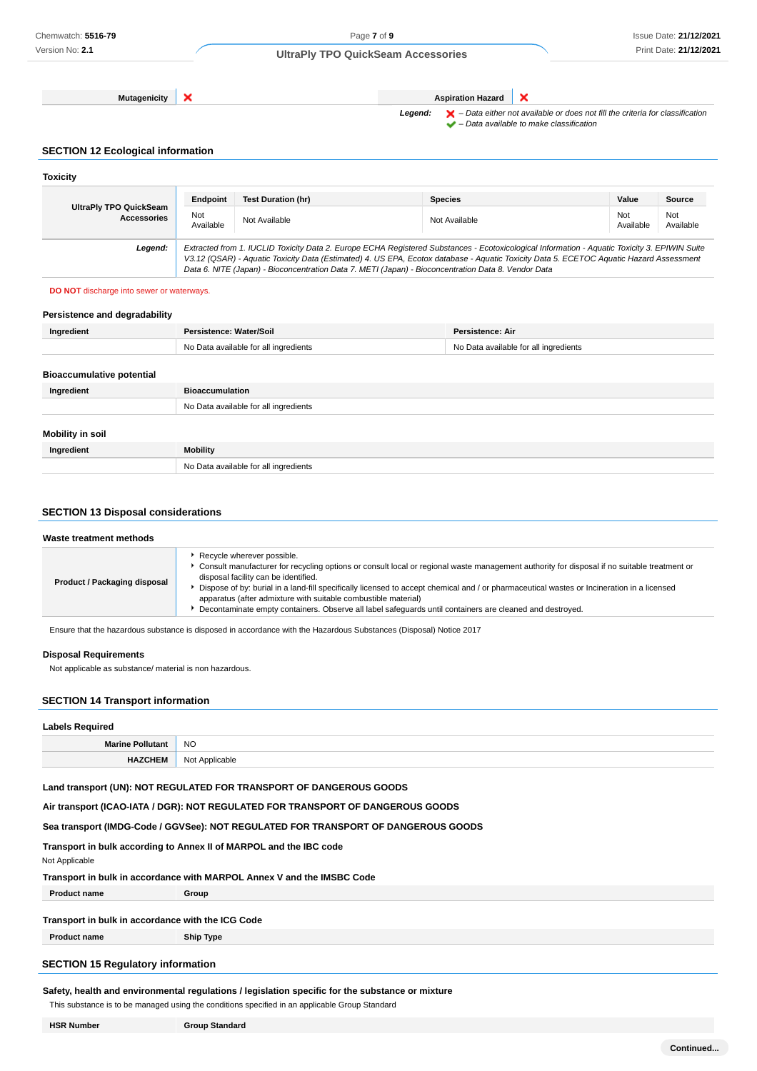| Mutagenicity | ❌ | Aspiration Hazard | ❌ |
|---|---|---|---|

*Legend:* ❌ *– Data either not available or does not fill the criteria for classification*
✔ *– Data available to make classification*

## SECTION 12 Ecological information

### Toxicity

| UltraPly TPO QuickSeam Accessories | Endpoint | Test Duration (hr) | Species | Value | Source |
|---|---|---|---|---|---|
| | Not Available | Not Available | Not Available | Not Available | Not Available |
| ***Legend:*** | *Extracted from 1. IUCLID Toxicity Data 2. Europe ECHA Registered Substances - Ecotoxicological Information - Aquatic Toxicity 3. EPIWIN Suite V3.12 (QSAR) - Aquatic Toxicity Data (Estimated) 4. US EPA, Ecotox database - Aquatic Toxicity Data 5. ECETOC Aquatic Hazard Assessment Data 6. NITE (Japan) - Bioconcentration Data 7. METI (Japan) - Bioconcentration Data 8. Vendor Data* | | | | |

**DO NOT** discharge into sewer or waterways.

### Persistence and degradability

| Ingredient | Persistence: Water/Soil | Persistence: Air |
|---|---|---|
| | No Data available for all ingredients | No Data available for all ingredients |

### Bioaccumulative potential

| Ingredient | Bioaccumulation |
|---|---|
| | No Data available for all ingredients |

### Mobility in soil

| Ingredient | Mobility |
|---|---|
| | No Data available for all ingredients |

## SECTION 13 Disposal considerations

### Waste treatment methods

| Product / Packaging disposal | <ul><li>Recycle wherever possible.</li><li>Consult manufacturer for recycling options or consult local or regional waste management authority for disposal if no suitable treatment or disposal facility can be identified.</li><li>Dispose of by: burial in a land-fill specifically licensed to accept chemical and / or pharmaceutical wastes or Incineration in a licensed apparatus (after admixture with suitable combustible material)</li><li>Decontaminate empty containers. Observe all label safeguards until containers are cleaned and destroyed.</li></ul> |
|---|---|

Ensure that the hazardous substance is disposed in accordance with the Hazardous Substances (Disposal) Notice 2017

### Disposal Requirements

Not applicable as substance/ material is non hazardous.

## SECTION 14 Transport information

### Labels Required

| Marine Pollutant | NO |
|---|---|
| HAZCHEM | Not Applicable |

**Land transport (UN): NOT REGULATED FOR TRANSPORT OF DANGEROUS GOODS**

**Air transport (ICAO-IATA / DGR): NOT REGULATED FOR TRANSPORT OF DANGEROUS GOODS**

**Sea transport (IMDG-Code / GGVSee): NOT REGULATED FOR TRANSPORT OF DANGEROUS GOODS**

**Transport in bulk according to Annex II of MARPOL and the IBC code**

Not Applicable

**Transport in bulk in accordance with MARPOL Annex V and the IMSBC Code**

| Product name | Group |
|---|---|

**Transport in bulk in accordance with the ICG Code**

| Product name | Ship Type |
|---|---|

## SECTION 15 Regulatory information

**Safety, health and environmental regulations / legislation specific for the substance or mixture**

This substance is to be managed using the conditions specified in an applicable Group Standard

| HSR Number | Group Standard |
|---|---|

Continued...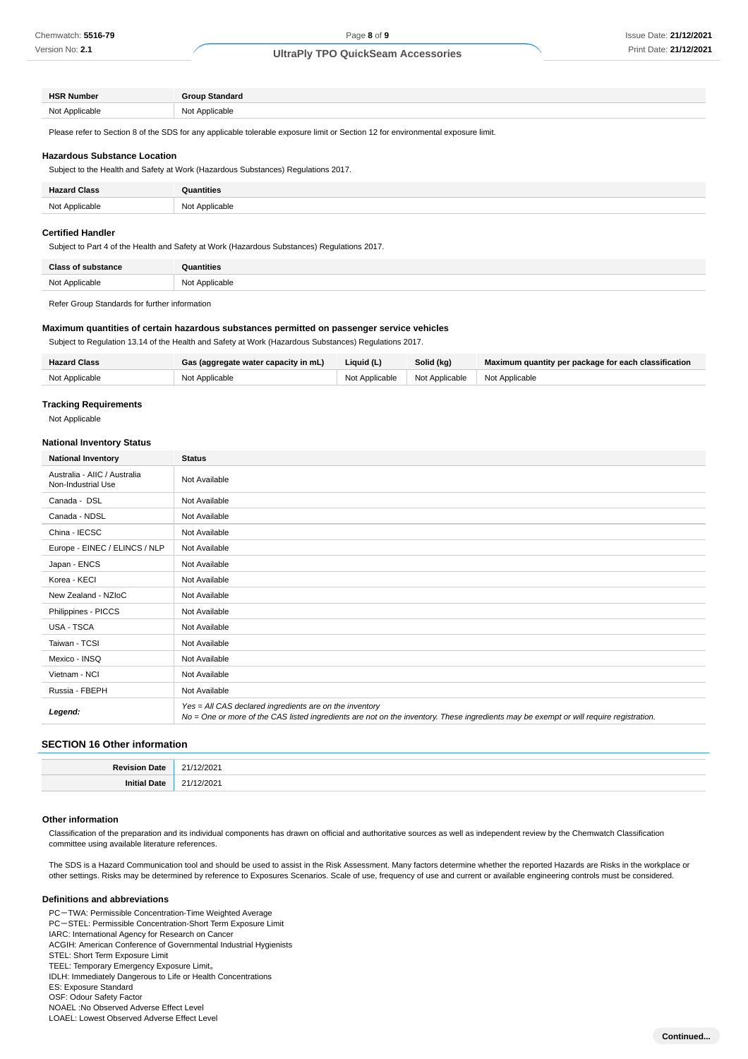| HSR Number | Group Standard |
|---|---|
| Not Applicable | Not Applicable |

Please refer to Section 8 of the SDS for any applicable tolerable exposure limit or Section 12 for environmental exposure limit.

### Hazardous Substance Location

Subject to the Health and Safety at Work (Hazardous Substances) Regulations 2017.

| Hazard Class | Quantities |
|---|---|
| Not Applicable | Not Applicable |

### Certified Handler

Subject to Part 4 of the Health and Safety at Work (Hazardous Substances) Regulations 2017.

| Class of substance | Quantities |
|---|---|
| Not Applicable | Not Applicable |

Refer Group Standards for further information

### Maximum quantities of certain hazardous substances permitted on passenger service vehicles

Subject to Regulation 13.14 of the Health and Safety at Work (Hazardous Substances) Regulations 2017.

| Hazard Class | Gas (aggregate water capacity in mL) | Liquid (L) | Solid (kg) | Maximum quantity per package for each classification |
|---|---|---|---|---|
| Not Applicable | Not Applicable | Not Applicable | Not Applicable | Not Applicable |

### Tracking Requirements

Not Applicable

### National Inventory Status

| National Inventory | Status |
|---|---|
| Australia - AIIC / Australia Non-Industrial Use | Not Available |
| Canada - DSL | Not Available |
| Canada - NDSL | Not Available |
| China - IECSC | Not Available |
| Europe - EINEC / ELINCS / NLP | Not Available |
| Japan - ENCS | Not Available |
| Korea - KECI | Not Available |
| New Zealand - NZIoC | Not Available |
| Philippines - PICCS | Not Available |
| USA - TSCA | Not Available |
| Taiwan - TCSI | Not Available |
| Mexico - INSQ | Not Available |
| Vietnam - NCI | Not Available |
| Russia - FBEPH | Not Available |
| ***Legend:*** | *Yes = All CAS declared ingredients are on the inventory*<br>*No = One or more of the CAS listed ingredients are not on the inventory. These ingredients may be exempt or will require registration.* |

## SECTION 16 Other information

| | |
|---|---|
| **Revision Date** | 21/12/2021 |
| **Initial Date** | 21/12/2021 |

### Other information

Classification of the preparation and its individual components has drawn on official and authoritative sources as well as independent review by the Chemwatch Classification committee using available literature references.

The SDS is a Hazard Communication tool and should be used to assist in the Risk Assessment. Many factors determine whether the reported Hazards are Risks in the workplace or other settings. Risks may be determined by reference to Exposures Scenarios. Scale of use, frequency of use and current or available engineering controls must be considered.

### Definitions and abbreviations

PC－TWA: Permissible Concentration-Time Weighted Average
PC－STEL: Permissible Concentration-Short Term Exposure Limit
IARC: International Agency for Research on Cancer
ACGIH: American Conference of Governmental Industrial Hygienists
STEL: Short Term Exposure Limit
TEEL: Temporary Emergency Exposure Limit。
IDLH: Immediately Dangerous to Life or Health Concentrations
ES: Exposure Standard
OSF: Odour Safety Factor
NOAEL :No Observed Adverse Effect Level
LOAEL: Lowest Observed Adverse Effect Level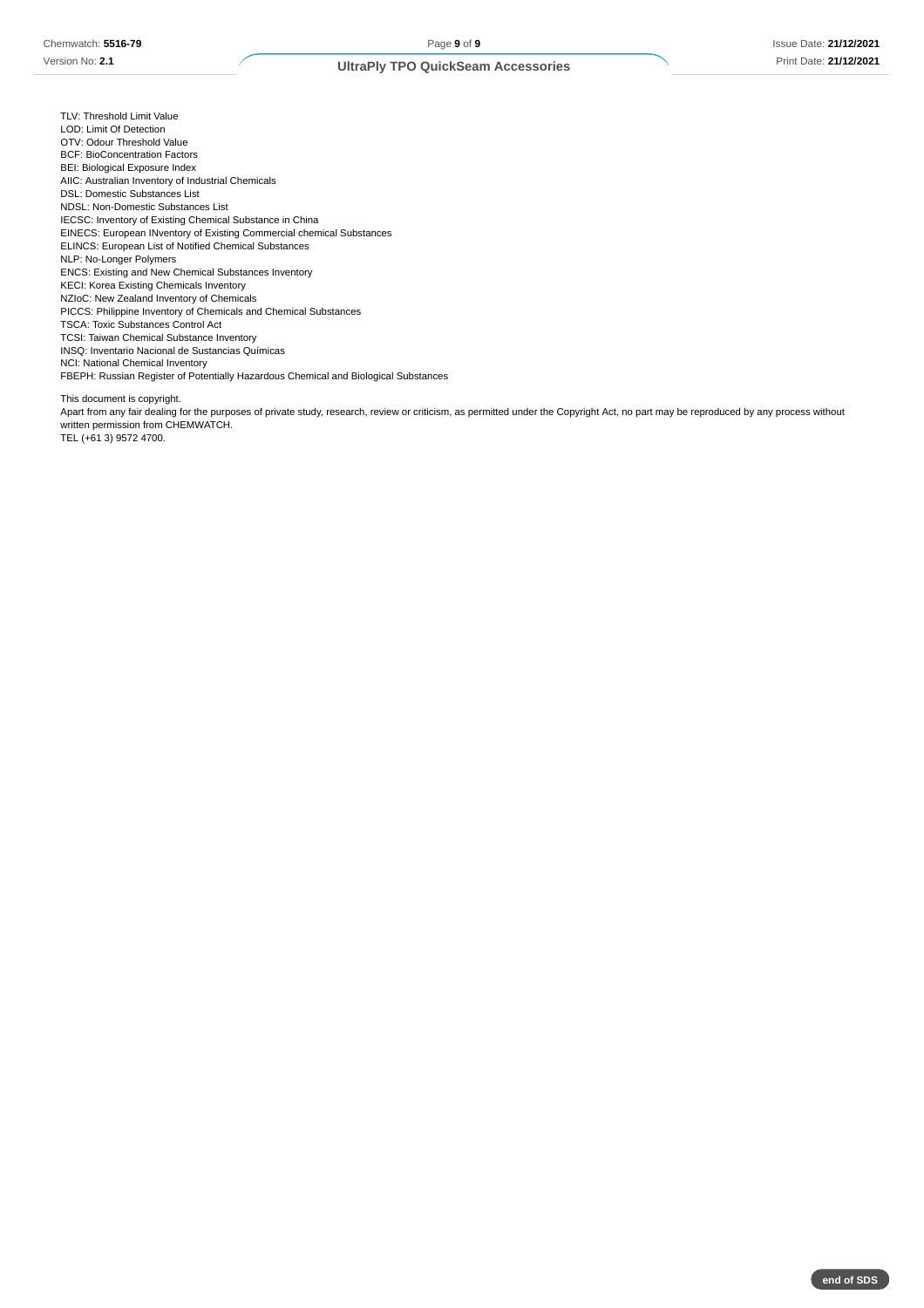TLV: Threshold Limit Value
LOD: Limit Of Detection
OTV: Odour Threshold Value
BCF: BioConcentration Factors
BEI: Biological Exposure Index
AIIC: Australian Inventory of Industrial Chemicals
DSL: Domestic Substances List
NDSL: Non-Domestic Substances List
IECSC: Inventory of Existing Chemical Substance in China
EINECS: European INventory of Existing Commercial chemical Substances
ELINCS: European List of Notified Chemical Substances
NLP: No-Longer Polymers
ENCS: Existing and New Chemical Substances Inventory
KECI: Korea Existing Chemicals Inventory
NZIoC: New Zealand Inventory of Chemicals
PICCS: Philippine Inventory of Chemicals and Chemical Substances
TSCA: Toxic Substances Control Act
TCSI: Taiwan Chemical Substance Inventory
INSQ: Inventario Nacional de Sustancias Químicas
NCI: National Chemical Inventory
FBEPH: Russian Register of Potentially Hazardous Chemical and Biological Substances

This document is copyright.
Apart from any fair dealing for the purposes of private study, research, review or criticism, as permitted under the Copyright Act, no part may be reproduced by any process without written permission from CHEMWATCH.
TEL (+61 3) 9572 4700.

end of SDS